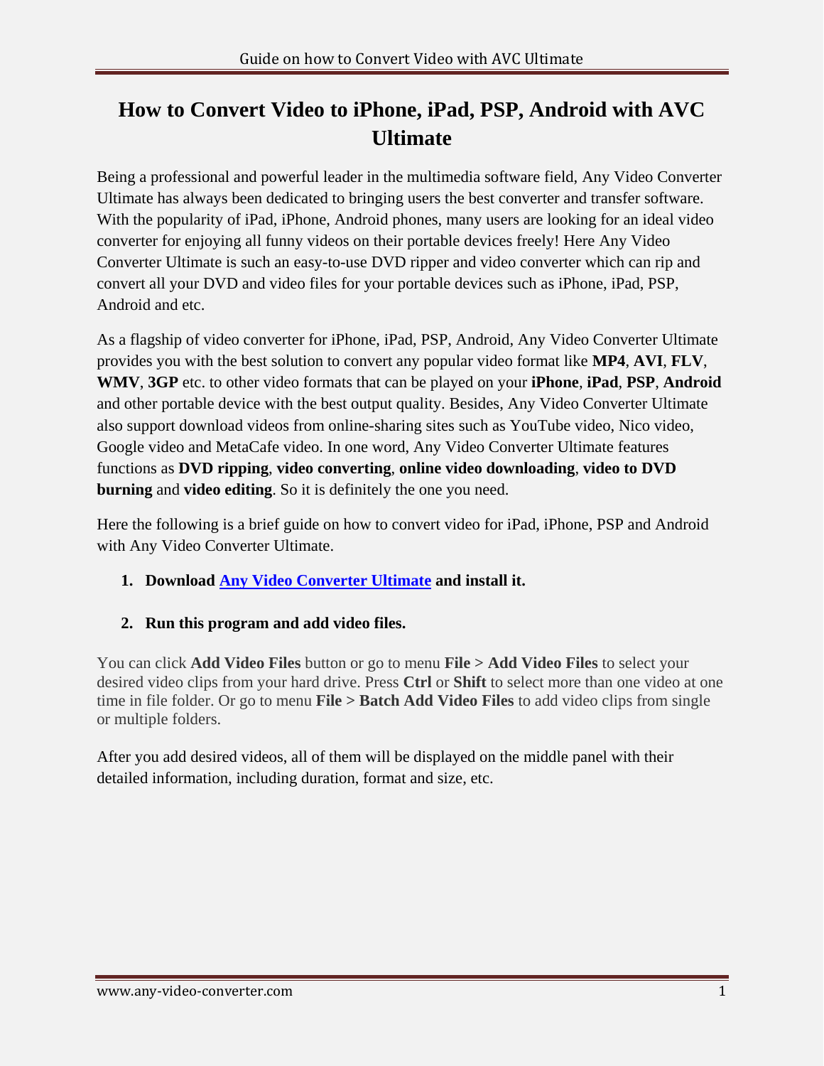# How to Convert Video to iPhone, iPad, PSP, Android with AVC Ultimate

Being a professional and powerful leader in the multimedia software field, Any Video Converter Ultimate has always been dedicated to bringing users the best converter and transfer software. With the popularity of iPad, iPhone, Android phones, many users are looking for an ideal video converter for enjoying all funny videos on their portable devices freely! Here Any Video Converter Ultimate is such an easy-to-use DVD ripper and video converter which can rip and convert all your DVD and video files for your portable devices such as iPhone, iPad, PSP, Android and etc.

As a flagship of video converter for iPhone, iPad, PSP, Android, Any Video Converter Ultimate provides you with the best solution to convert any popular video format like **MP4**, **AVI**, **FLV**, **WMV**, **3GP** etc. to other video formats that can be played on your **iPhone**, **iPad**, **PSP**, **Android** and other portable device with the best output quality. Besides, Any Video Converter Ultimate also support download videos from online-sharing sites such as YouTube video, Nico video, Google video and MetaCafe video. In one word, Any Video Converter Ultimate features functions as **DVD ripping**, **video converting**, **online video downloading**, **video to DVD burning** and **video editing**. So it is definitely the one you need.

Here the following is a brief guide on how to convert video for iPad, iPhone, PSP and Android with Any Video Converter Ultimate.

1. **Download Any Video Converter Ultimate and install it.**

2. **Run this program and add video files.**

You can click **Add Video Files** button or go to menu **File > Add Video Files** to select your desired video clips from your hard drive. Press **Ctrl** or **Shift** to select more than one video at one time in file folder. Or go to menu **File > Batch Add Video Files** to add video clips from single or multiple folders.

After you add desired videos, all of them will be displayed on the middle panel with their detailed information, including duration, format and size, etc.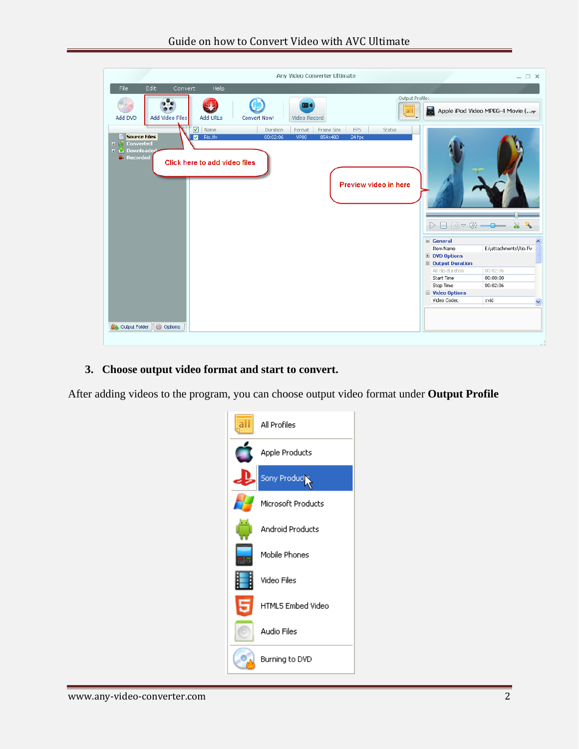3. **Choose output video format and start to convert.**

After adding videos to the program, you can choose output video format under **Output Profile**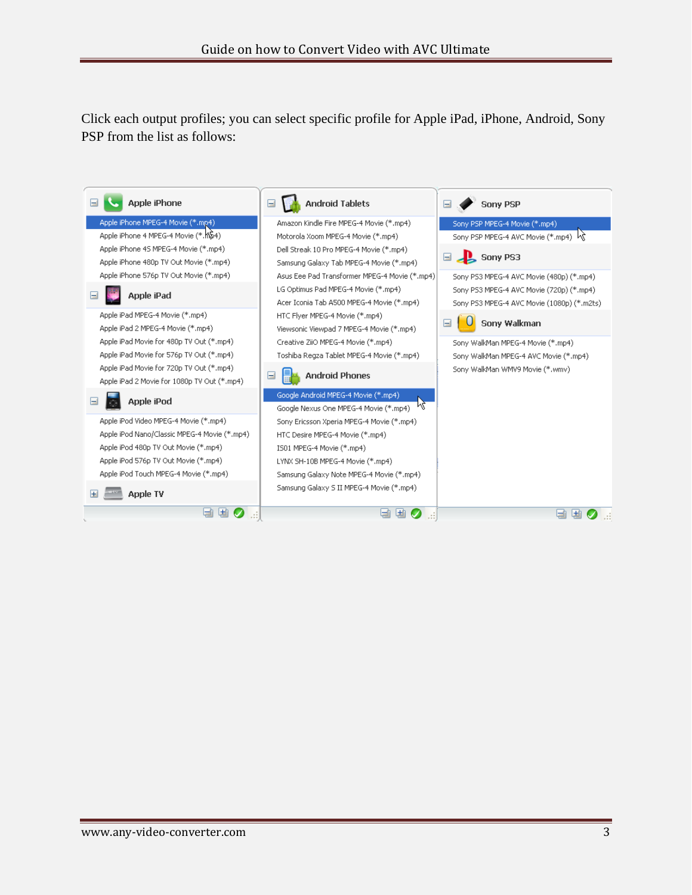Click each output profiles; you can select specific profile for Apple iPad, iPhone, Android, Sony PSP from the list as follows:

**Apple iPhone**
- Apple iPhone MPEG-4 Movie (*.mp4)
- Apple iPhone 4 MPEG-4 Movie (*.mp4)
- Apple iPhone 4S MPEG-4 Movie (*.mp4)
- Apple iPhone 480p TV Out Movie (*.mp4)
- Apple iPhone 576p TV Out Movie (*.mp4)

**Apple iPad**
- Apple iPad MPEG-4 Movie (*.mp4)
- Apple iPad 2 MPEG-4 Movie (*.mp4)
- Apple iPad Movie for 480p TV Out (*.mp4)
- Apple iPad Movie for 576p TV Out (*.mp4)
- Apple iPad Movie for 720p TV Out (*.mp4)
- Apple iPad 2 Movie for 1080p TV Out (*.mp4)

**Apple iPod**
- Apple iPod Video MPEG-4 Movie (*.mp4)
- Apple iPod Nano/Classic MPEG-4 Movie (*.mp4)
- Apple iPod 480p TV Out Movie (*.mp4)
- Apple iPod 576p TV Out Movie (*.mp4)
- Apple iPod Touch MPEG-4 Movie (*.mp4)

**Apple TV**

**Android Tablets**
- Amazon Kindle Fire MPEG-4 Movie (*.mp4)
- Motorola Xoom MPEG-4 Movie (*.mp4)
- Dell Streak 10 Pro MPEG-4 Movie (*.mp4)
- Samsung Galaxy Tab MPEG-4 Movie (*.mp4)
- Asus Eee Pad Transformer MPEG-4 Movie (*.mp4)
- LG Optimus Pad MPEG-4 Movie (*.mp4)
- Acer Iconia Tab A500 MPEG-4 Movie (*.mp4)
- HTC Flyer MPEG-4 Movie (*.mp4)
- Viewsonic Viewpad 7 MPEG-4 Movie (*.mp4)
- Creative ZiiO MPEG-4 Movie (*.mp4)
- Toshiba Regza Tablet MPEG-4 Movie (*.mp4)

**Android Phones**
- Google Android MPEG-4 Movie (*.mp4)
- Google Nexus One MPEG-4 Movie (*.mp4)
- Sony Ericsson Xperia MPEG-4 Movie (*.mp4)
- HTC Desire MPEG-4 Movie (*.mp4)
- IS01 MPEG-4 Movie (*.mp4)
- LYNX SH-10B MPEG-4 Movie (*.mp4)
- Samsung Galaxy Note MPEG-4 Movie (*.mp4)
- Samsung Galaxy S II MPEG-4 Movie (*.mp4)

**Sony PSP**
- Sony PSP MPEG-4 Movie (*.mp4)
- Sony PSP MPEG-4 AVC Movie (*.mp4)

**Sony PS3**
- Sony PS3 MPEG-4 AVC Movie (480p) (*.mp4)
- Sony PS3 MPEG-4 AVC Movie (720p) (*.mp4)
- Sony PS3 MPEG-4 AVC Movie (1080p) (*.m2ts)

**Sony Walkman**
- Sony WalkMan MPEG-4 Movie (*.mp4)
- Sony WalkMan MPEG-4 AVC Movie (*.mp4)
- Sony WalkMan WMV9 Movie (*.wmv)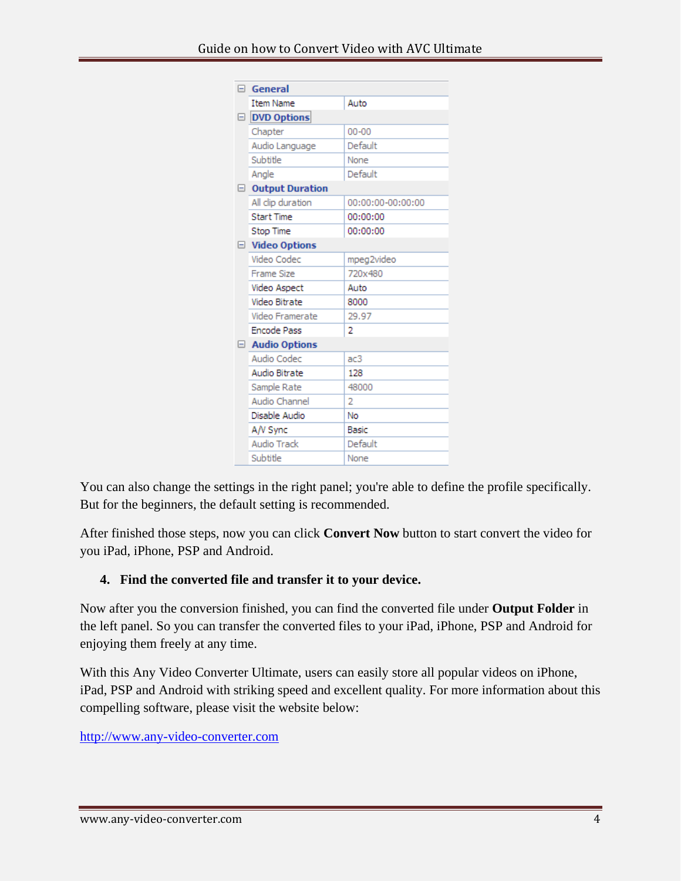| | |
|---|---|
| **General** | |
| Item Name | Auto |
| **DVD Options** | |
| Chapter | 00-00 |
| Audio Language | Default |
| Subtitle | None |
| Angle | Default |
| **Output Duration** | |
| All clip duration | 00:00:00-00:00:00 |
| Start Time | 00:00:00 |
| Stop Time | 00:00:00 |
| **Video Options** | |
| Video Codec | mpeg2video |
| Frame Size | 720x480 |
| Video Aspect | Auto |
| Video Bitrate | 8000 |
| Video Framerate | 29.97 |
| Encode Pass | 2 |
| **Audio Options** | |
| Audio Codec | ac3 |
| Audio Bitrate | 128 |
| Sample Rate | 48000 |
| Audio Channel | 2 |
| Disable Audio | No |
| A/V Sync | Basic |
| Audio Track | Default |
| Subtitle | None |

You can also change the settings in the right panel; you're able to define the profile specifically. But for the beginners, the default setting is recommended.

After finished those steps, now you can click **Convert Now** button to start convert the video for you iPad, iPhone, PSP and Android.

4. **Find the converted file and transfer it to your device.**

Now after you the conversion finished, you can find the converted file under **Output Folder** in the left panel. So you can transfer the converted files to your iPad, iPhone, PSP and Android for enjoying them freely at any time.

With this Any Video Converter Ultimate, users can easily store all popular videos on iPhone, iPad, PSP and Android with striking speed and excellent quality. For more information about this compelling software, please visit the website below:

http://www.any-video-converter.com